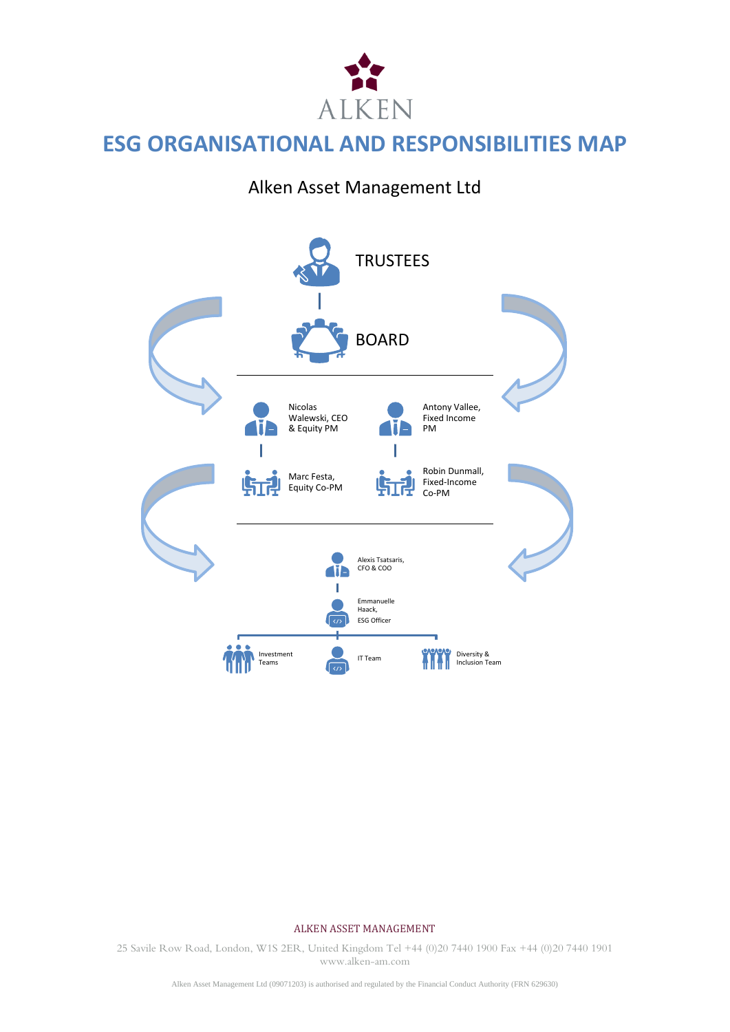ALKEN

# ESG ORGANISATIONAL AND RESPONSIBILITIES MAP

## Alken Asset Management Ltd

TRUSTEES

BOARD

Nicolas Walewski, CEO & Equity PM

Antony Vallee, Fixed Income PM

Marc Festa, Equity Co-PM

Robin Dunmall, Fixed-Income Co-PM

Alexis Tsatsaris, CFO & COO

Emmanuelle Haack, ESG Officer

Investment Teams

IT Team

Diversity & Inclusion Team

ALKEN ASSET MANAGEMENT

25 Savile Row Road, London, W1S 2ER, United Kingdom Tel +44 (0)20 7440 1900 Fax +44 (0)20 7440 1901
www.alken-am.com

Alken Asset Management Ltd (09071203) is authorised and regulated by the Financial Conduct Authority (FRN 629630)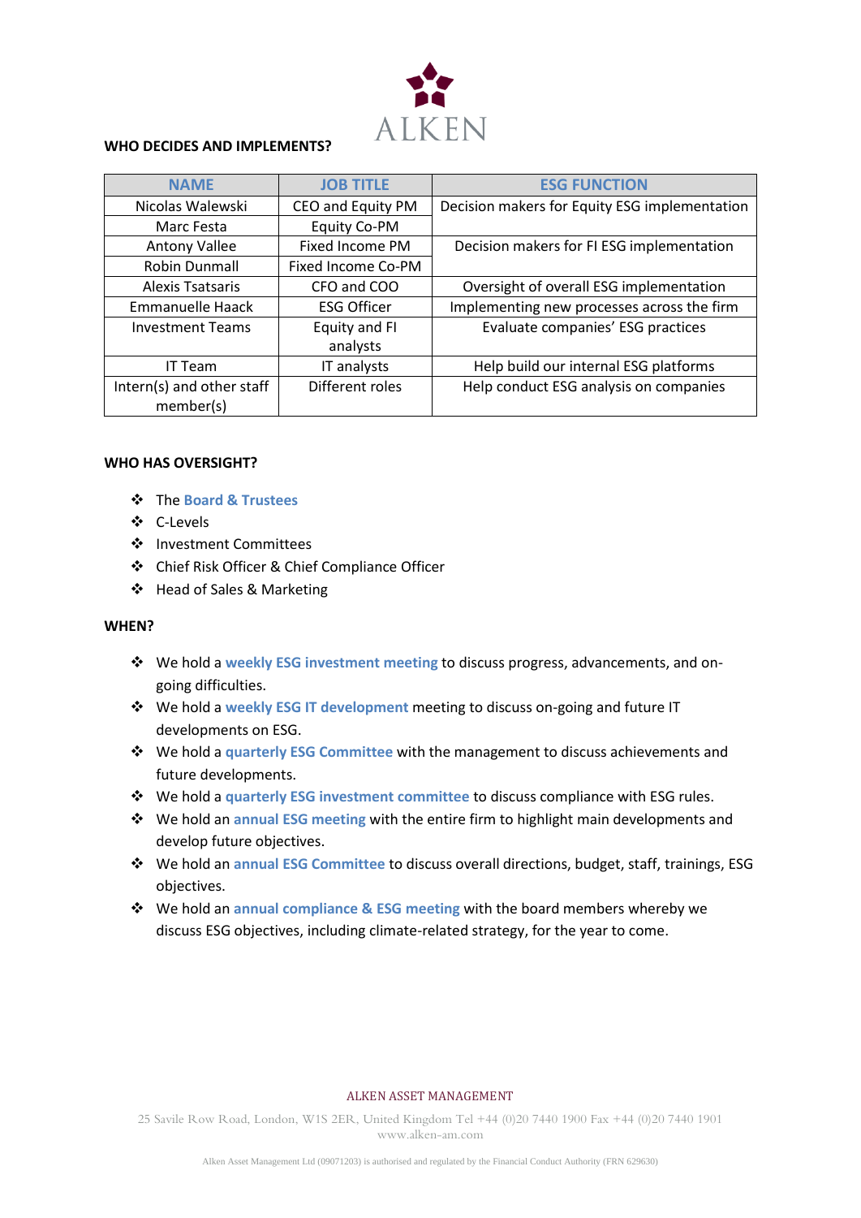**WHO DECIDES AND IMPLEMENTS?**

| NAME | JOB TITLE | ESG FUNCTION |
| --- | --- | --- |
| Nicolas Walewski | CEO and Equity PM | Decision makers for Equity ESG implementation |
| Marc Festa | Equity Co-PM | |
| Antony Vallee | Fixed Income PM | Decision makers for FI ESG implementation |
| Robin Dunmall | Fixed Income Co-PM | |
| Alexis Tsatsaris | CFO and COO | Oversight of overall ESG implementation |
| Emmanuelle Haack | ESG Officer | Implementing new processes across the firm |
| Investment Teams | Equity and FI analysts | Evaluate companies' ESG practices |
| IT Team | IT analysts | Help build our internal ESG platforms |
| Intern(s) and other staff member(s) | Different roles | Help conduct ESG analysis on companies |

**WHO HAS OVERSIGHT?**

- The **Board & Trustees**
- C-Levels
- Investment Committees
- Chief Risk Officer & Chief Compliance Officer
- Head of Sales & Marketing

**WHEN?**

- We hold a **weekly ESG investment meeting** to discuss progress, advancements, and on-going difficulties.
- We hold a **weekly ESG IT development** meeting to discuss on-going and future IT developments on ESG.
- We hold a **quarterly ESG Committee** with the management to discuss achievements and future developments.
- We hold a **quarterly ESG investment committee** to discuss compliance with ESG rules.
- We hold an **annual ESG meeting** with the entire firm to highlight main developments and develop future objectives.
- We hold an **annual ESG Committee** to discuss overall directions, budget, staff, trainings, ESG objectives.
- We hold an **annual compliance & ESG meeting** with the board members whereby we discuss ESG objectives, including climate-related strategy, for the year to come.